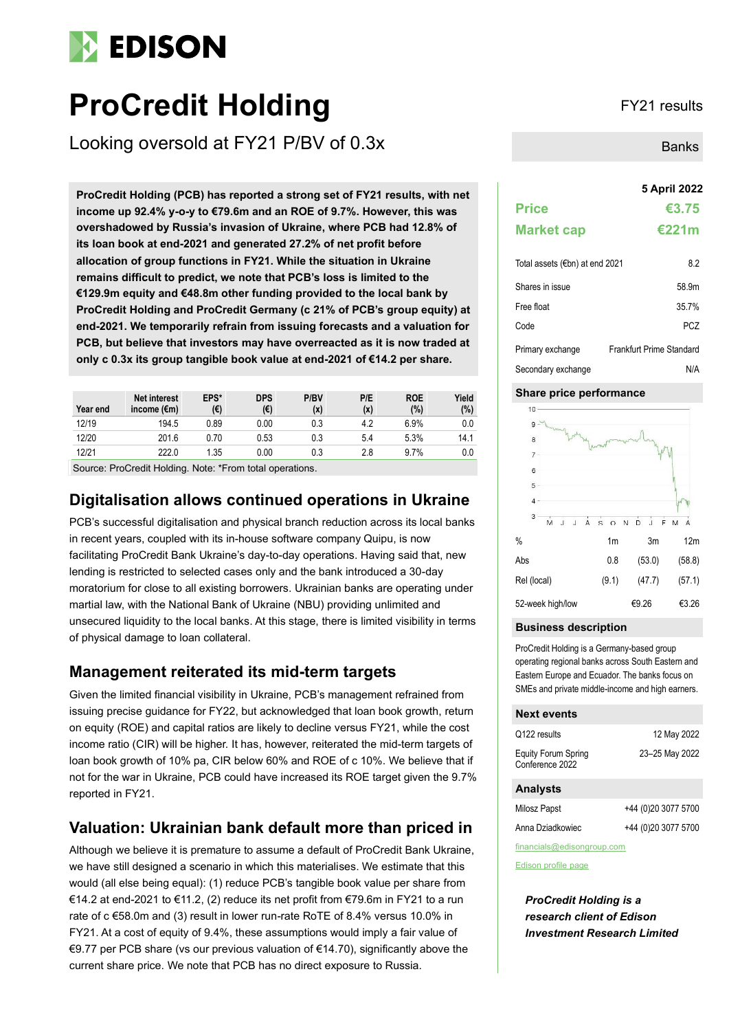# EDISON

# ProCredit Holding

## Looking oversold at FY21 P/BV of 0.3x

FY21 results

Banks

**ProCredit Holding (PCB) has reported a strong set of FY21 results, with net income up 92.4% y-o-y to €79.6m and an ROE of 9.7%. However, this was overshadowed by Russia's invasion of Ukraine, where PCB had 12.8% of its loan book at end-2021 and generated 27.2% of net profit before allocation of group functions in FY21. While the situation in Ukraine remains difficult to predict, we note that PCB's loss is limited to the €129.9m equity and €48.8m other funding provided to the local bank by ProCredit Holding and ProCredit Germany (c 21% of PCB's group equity) at end-2021. We temporarily refrain from issuing forecasts and a valuation for PCB, but believe that investors may have overreacted as it is now traded at only c 0.3x its group tangible book value at end-2021 of €14.2 per share.**

| Year end | Net interest income (€m) | EPS* (€) | DPS (€) | P/BV (x) | P/E (x) | ROE (%) | Yield (%) |
|---|---|---|---|---|---|---|---|
| 12/19 | 194.5 | 0.89 | 0.00 | 0.3 | 4.2 | 6.9% | 0.0 |
| 12/20 | 201.6 | 0.70 | 0.53 | 0.3 | 5.4 | 5.3% | 14.1 |
| 12/21 | 222.0 | 1.35 | 0.00 | 0.3 | 2.8 | 9.7% | 0.0 |

Source: ProCredit Holding. Note: *From total operations.

## Digitalisation allows continued operations in Ukraine

PCB's successful digitalisation and physical branch reduction across its local banks in recent years, coupled with its in-house software company Quipu, is now facilitating ProCredit Bank Ukraine's day-to-day operations. Having said that, new lending is restricted to selected cases only and the bank introduced a 30-day moratorium for close to all existing borrowers. Ukrainian banks are operating under martial law, with the National Bank of Ukraine (NBU) providing unlimited and unsecured liquidity to the local banks. At this stage, there is limited visibility in terms of physical damage to loan collateral.

## Management reiterated its mid-term targets

Given the limited financial visibility in Ukraine, PCB's management refrained from issuing precise guidance for FY22, but acknowledged that loan book growth, return on equity (ROE) and capital ratios are likely to decline versus FY21, while the cost income ratio (CIR) will be higher. It has, however, reiterated the mid-term targets of loan book growth of 10% pa, CIR below 60% and ROE of c 10%. We believe that if not for the war in Ukraine, PCB could have increased its ROE target given the 9.7% reported in FY21.

## Valuation: Ukrainian bank default more than priced in

Although we believe it is premature to assume a default of ProCredit Bank Ukraine, we have still designed a scenario in which this materialises. We estimate that this would (all else being equal): (1) reduce PCB's tangible book value per share from €14.2 at end-2021 to €11.2, (2) reduce its net profit from €79.6m in FY21 to a run rate of c €58.0m and (3) result in lower run-rate RoTE of 8.4% versus 10.0% in FY21. At a cost of equity of 9.4%, these assumptions would imply a fair value of €9.77 per PCB share (vs our previous valuation of €14.70), significantly above the current share price. We note that PCB has no direct exposure to Russia.

**5 April 2022**

| | |
|---|---|
| **Price** | **€3.75** |
| **Market cap** | **€221m** |

| | |
|---|---|
| Total assets (€bn) at end 2021 | 8.2 |
| Shares in issue | 58.9m |
| Free float | 35.7% |
| Code | PCZ |
| Primary exchange | Frankfurt Prime Standard |
| Secondary exchange | N/A |

### Share price performance

| % | 1m | 3m | 12m |
|---|---|---|---|
| Abs | 0.8 | (53.0) | (58.8) |
| Rel (local) | (9.1) | (47.7) | (57.1) |
| 52-week high/low | | €9.26 | €3.26 |

### Business description

ProCredit Holding is a Germany-based group operating regional banks across South Eastern and Eastern Europe and Ecuador. The banks focus on SMEs and private middle-income and high earners.

### Next events

| | |
|---|---|
| Q122 results | 12 May 2022 |
| Equity Forum Spring Conference 2022 | 23–25 May 2022 |

### Analysts

| | |
|---|---|
| Milosz Papst | +44 (0)20 3077 5700 |
| Anna Dziadkowiec | +44 (0)20 3077 5700 |

financials@edisongroup.com

Edison profile page

***ProCredit Holding is a research client of Edison Investment Research Limited***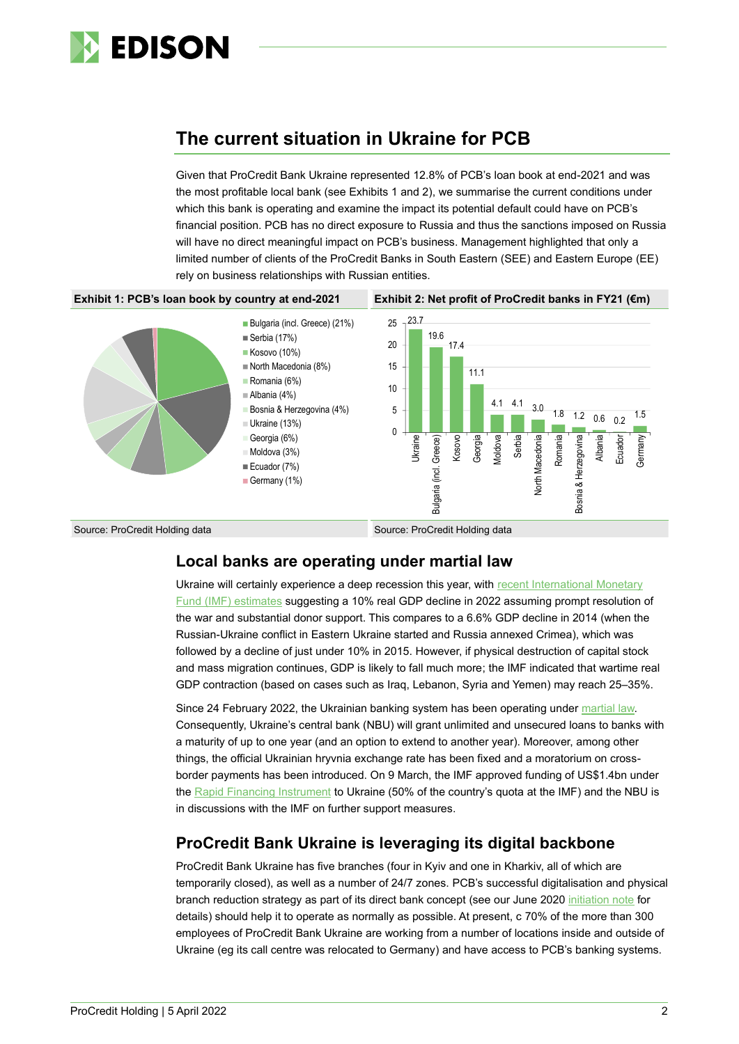## The current situation in Ukraine for PCB

Given that ProCredit Bank Ukraine represented 12.8% of PCB's loan book at end-2021 and was the most profitable local bank (see Exhibits 1 and 2), we summarise the current conditions under which this bank is operating and examine the impact its potential default could have on PCB's financial position. PCB has no direct exposure to Russia and thus the sanctions imposed on Russia will have no direct meaningful impact on PCB's business. Management highlighted that only a limited number of clients of the ProCredit Banks in South Eastern (SEE) and Eastern Europe (EE) rely on business relationships with Russian entities.

**Exhibit 1: PCB's loan book by country at end-2021**

| Country | Share |
|---|---|
| Bulgaria (incl. Greece) | 21% |
| Serbia | 17% |
| Kosovo | 10% |
| North Macedonia | 8% |
| Romania | 6% |
| Albania | 4% |
| Bosnia & Herzegovina | 4% |
| Ukraine | 13% |
| Georgia | 6% |
| Moldova | 3% |
| Ecuador | 7% |
| Germany | 1% |

Source: ProCredit Holding data

**Exhibit 2: Net profit of ProCredit banks in FY21 (€m)**

| Country | Net profit (€m) |
|---|---|
| Ukraine | 23.7 |
| Bulgaria (incl. Greece) | 19.6 |
| Kosovo | 17.4 |
| Georgia | 11.1 |
| Moldova | 4.1 |
| Serbia | 4.1 |
| North Macedonia | 3.0 |
| Romania | 1.8 |
| Bosnia & Herzegovina | 1.2 |
| Albania | 0.6 |
| Ecuador | 0.2 |
| Germany | 1.5 |

Source: ProCredit Holding data

### Local banks are operating under martial law

Ukraine will certainly experience a deep recession this year, with recent International Monetary Fund (IMF) estimates suggesting a 10% real GDP decline in 2022 assuming prompt resolution of the war and substantial donor support. This compares to a 6.6% GDP decline in 2014 (when the Russian-Ukraine conflict in Eastern Ukraine started and Russia annexed Crimea), which was followed by a decline of just under 10% in 2015. However, if physical destruction of capital stock and mass migration continues, GDP is likely to fall much more; the IMF indicated that wartime real GDP contraction (based on cases such as Iraq, Lebanon, Syria and Yemen) may reach 25–35%.

Since 24 February 2022, the Ukrainian banking system has been operating under martial law. Consequently, Ukraine's central bank (NBU) will grant unlimited and unsecured loans to banks with a maturity of up to one year (and an option to extend to another year). Moreover, among other things, the official Ukrainian hryvnia exchange rate has been fixed and a moratorium on cross-border payments has been introduced. On 9 March, the IMF approved funding of US$1.4bn under the Rapid Financing Instrument to Ukraine (50% of the country's quota at the IMF) and the NBU is in discussions with the IMF on further support measures.

### ProCredit Bank Ukraine is leveraging its digital backbone

ProCredit Bank Ukraine has five branches (four in Kyiv and one in Kharkiv, all of which are temporarily closed), as well as a number of 24/7 zones. PCB's successful digitalisation and physical branch reduction strategy as part of its direct bank concept (see our June 2020 initiation note for details) should help it to operate as normally as possible. At present, c 70% of the more than 300 employees of ProCredit Bank Ukraine are working from a number of locations inside and outside of Ukraine (eg its call centre was relocated to Germany) and have access to PCB's banking systems.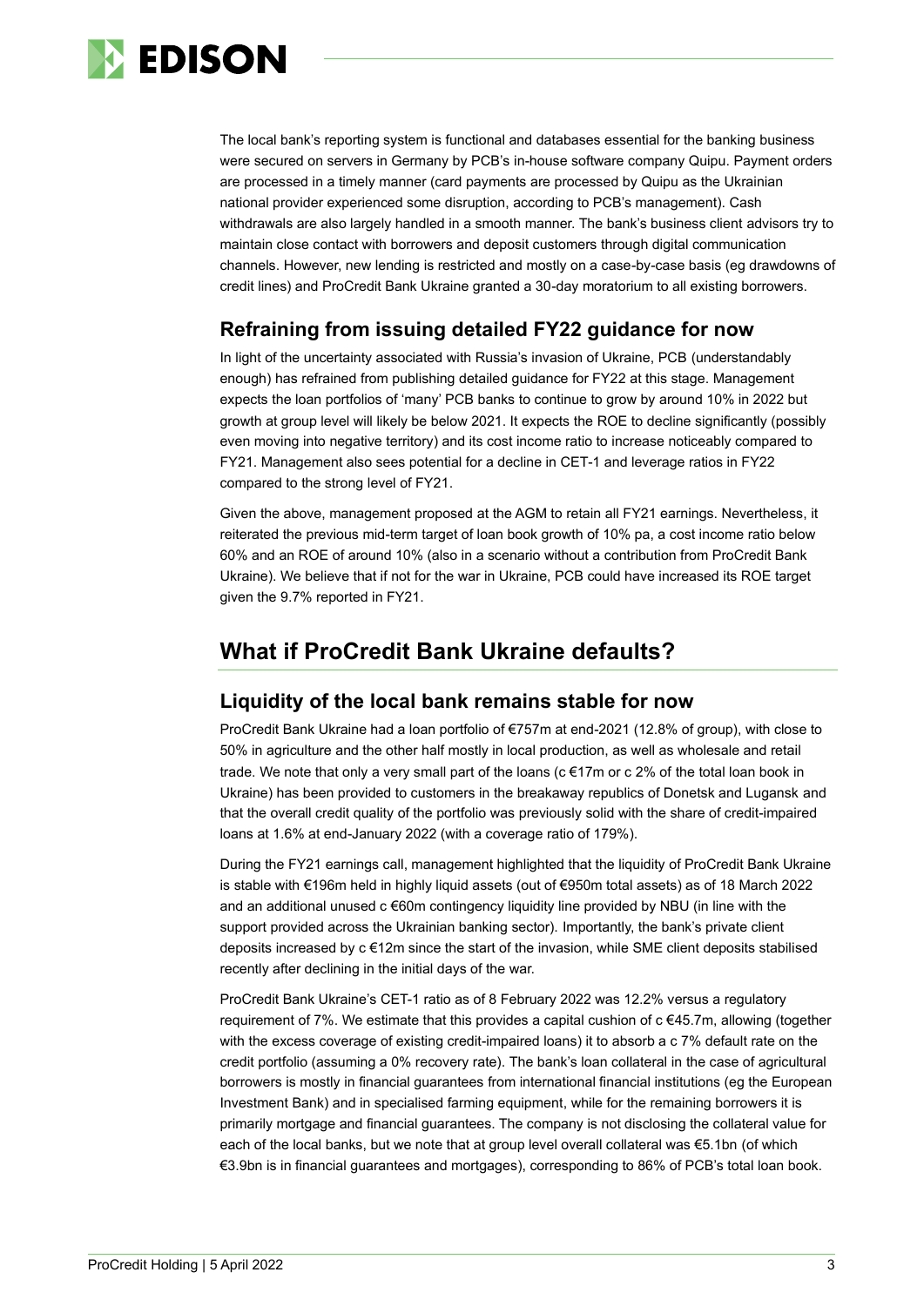The local bank's reporting system is functional and databases essential for the banking business were secured on servers in Germany by PCB's in-house software company Quipu. Payment orders are processed in a timely manner (card payments are processed by Quipu as the Ukrainian national provider experienced some disruption, according to PCB's management). Cash withdrawals are also largely handled in a smooth manner. The bank's business client advisors try to maintain close contact with borrowers and deposit customers through digital communication channels. However, new lending is restricted and mostly on a case-by-case basis (eg drawdowns of credit lines) and ProCredit Bank Ukraine granted a 30-day moratorium to all existing borrowers.

## Refraining from issuing detailed FY22 guidance for now

In light of the uncertainty associated with Russia's invasion of Ukraine, PCB (understandably enough) has refrained from publishing detailed guidance for FY22 at this stage. Management expects the loan portfolios of 'many' PCB banks to continue to grow by around 10% in 2022 but growth at group level will likely be below 2021. It expects the ROE to decline significantly (possibly even moving into negative territory) and its cost income ratio to increase noticeably compared to FY21. Management also sees potential for a decline in CET-1 and leverage ratios in FY22 compared to the strong level of FY21.

Given the above, management proposed at the AGM to retain all FY21 earnings. Nevertheless, it reiterated the previous mid-term target of loan book growth of 10% pa, a cost income ratio below 60% and an ROE of around 10% (also in a scenario without a contribution from ProCredit Bank Ukraine). We believe that if not for the war in Ukraine, PCB could have increased its ROE target given the 9.7% reported in FY21.

# What if ProCredit Bank Ukraine defaults?

## Liquidity of the local bank remains stable for now

ProCredit Bank Ukraine had a loan portfolio of €757m at end-2021 (12.8% of group), with close to 50% in agriculture and the other half mostly in local production, as well as wholesale and retail trade. We note that only a very small part of the loans (c €17m or c 2% of the total loan book in Ukraine) has been provided to customers in the breakaway republics of Donetsk and Lugansk and that the overall credit quality of the portfolio was previously solid with the share of credit-impaired loans at 1.6% at end-January 2022 (with a coverage ratio of 179%).

During the FY21 earnings call, management highlighted that the liquidity of ProCredit Bank Ukraine is stable with €196m held in highly liquid assets (out of €950m total assets) as of 18 March 2022 and an additional unused c €60m contingency liquidity line provided by NBU (in line with the support provided across the Ukrainian banking sector). Importantly, the bank's private client deposits increased by c €12m since the start of the invasion, while SME client deposits stabilised recently after declining in the initial days of the war.

ProCredit Bank Ukraine's CET-1 ratio as of 8 February 2022 was 12.2% versus a regulatory requirement of 7%. We estimate that this provides a capital cushion of c €45.7m, allowing (together with the excess coverage of existing credit-impaired loans) it to absorb a c 7% default rate on the credit portfolio (assuming a 0% recovery rate). The bank's loan collateral in the case of agricultural borrowers is mostly in financial guarantees from international financial institutions (eg the European Investment Bank) and in specialised farming equipment, while for the remaining borrowers it is primarily mortgage and financial guarantees. The company is not disclosing the collateral value for each of the local banks, but we note that at group level overall collateral was €5.1bn (of which €3.9bn is in financial guarantees and mortgages), corresponding to 86% of PCB's total loan book.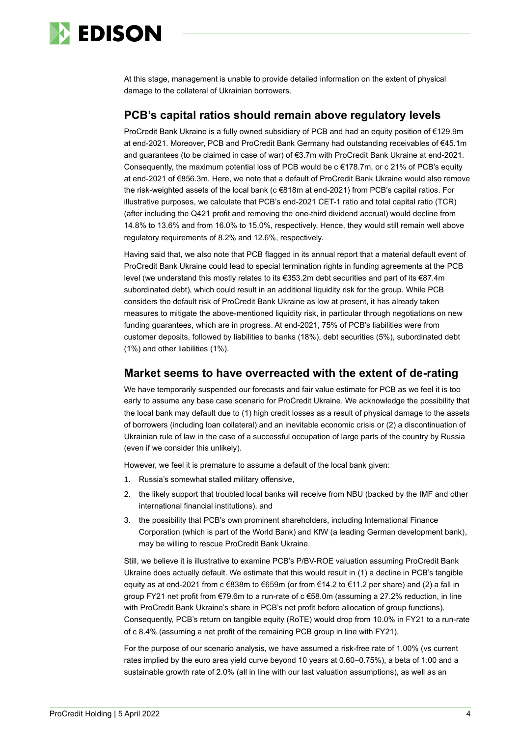At this stage, management is unable to provide detailed information on the extent of physical damage to the collateral of Ukrainian borrowers.

## PCB's capital ratios should remain above regulatory levels

ProCredit Bank Ukraine is a fully owned subsidiary of PCB and had an equity position of €129.9m at end-2021. Moreover, PCB and ProCredit Bank Germany had outstanding receivables of €45.1m and guarantees (to be claimed in case of war) of €3.7m with ProCredit Bank Ukraine at end-2021. Consequently, the maximum potential loss of PCB would be c €178.7m, or c 21% of PCB's equity at end-2021 of €856.3m. Here, we note that a default of ProCredit Bank Ukraine would also remove the risk-weighted assets of the local bank (c €818m at end-2021) from PCB's capital ratios. For illustrative purposes, we calculate that PCB's end-2021 CET-1 ratio and total capital ratio (TCR) (after including the Q421 profit and removing the one-third dividend accrual) would decline from 14.8% to 13.6% and from 16.0% to 15.0%, respectively. Hence, they would still remain well above regulatory requirements of 8.2% and 12.6%, respectively.

Having said that, we also note that PCB flagged in its annual report that a material default event of ProCredit Bank Ukraine could lead to special termination rights in funding agreements at the PCB level (we understand this mostly relates to its €353.2m debt securities and part of its €87.4m subordinated debt), which could result in an additional liquidity risk for the group. While PCB considers the default risk of ProCredit Bank Ukraine as low at present, it has already taken measures to mitigate the above-mentioned liquidity risk, in particular through negotiations on new funding guarantees, which are in progress. At end-2021, 75% of PCB's liabilities were from customer deposits, followed by liabilities to banks (18%), debt securities (5%), subordinated debt (1%) and other liabilities (1%).

## Market seems to have overreacted with the extent of de-rating

We have temporarily suspended our forecasts and fair value estimate for PCB as we feel it is too early to assume any base case scenario for ProCredit Ukraine. We acknowledge the possibility that the local bank may default due to (1) high credit losses as a result of physical damage to the assets of borrowers (including loan collateral) and an inevitable economic crisis or (2) a discontinuation of Ukrainian rule of law in the case of a successful occupation of large parts of the country by Russia (even if we consider this unlikely).

However, we feel it is premature to assume a default of the local bank given:

1. Russia's somewhat stalled military offensive,
2. the likely support that troubled local banks will receive from NBU (backed by the IMF and other international financial institutions), and
3. the possibility that PCB's own prominent shareholders, including International Finance Corporation (which is part of the World Bank) and KfW (a leading German development bank), may be willing to rescue ProCredit Bank Ukraine.

Still, we believe it is illustrative to examine PCB's P/BV-ROE valuation assuming ProCredit Bank Ukraine does actually default. We estimate that this would result in (1) a decline in PCB's tangible equity as at end-2021 from c €838m to €659m (or from €14.2 to €11.2 per share) and (2) a fall in group FY21 net profit from €79.6m to a run-rate of c €58.0m (assuming a 27.2% reduction, in line with ProCredit Bank Ukraine's share in PCB's net profit before allocation of group functions). Consequently, PCB's return on tangible equity (RoTE) would drop from 10.0% in FY21 to a run-rate of c 8.4% (assuming a net profit of the remaining PCB group in line with FY21).

For the purpose of our scenario analysis, we have assumed a risk-free rate of 1.00% (vs current rates implied by the euro area yield curve beyond 10 years at 0.60–0.75%), a beta of 1.00 and a sustainable growth rate of 2.0% (all in line with our last valuation assumptions), as well as an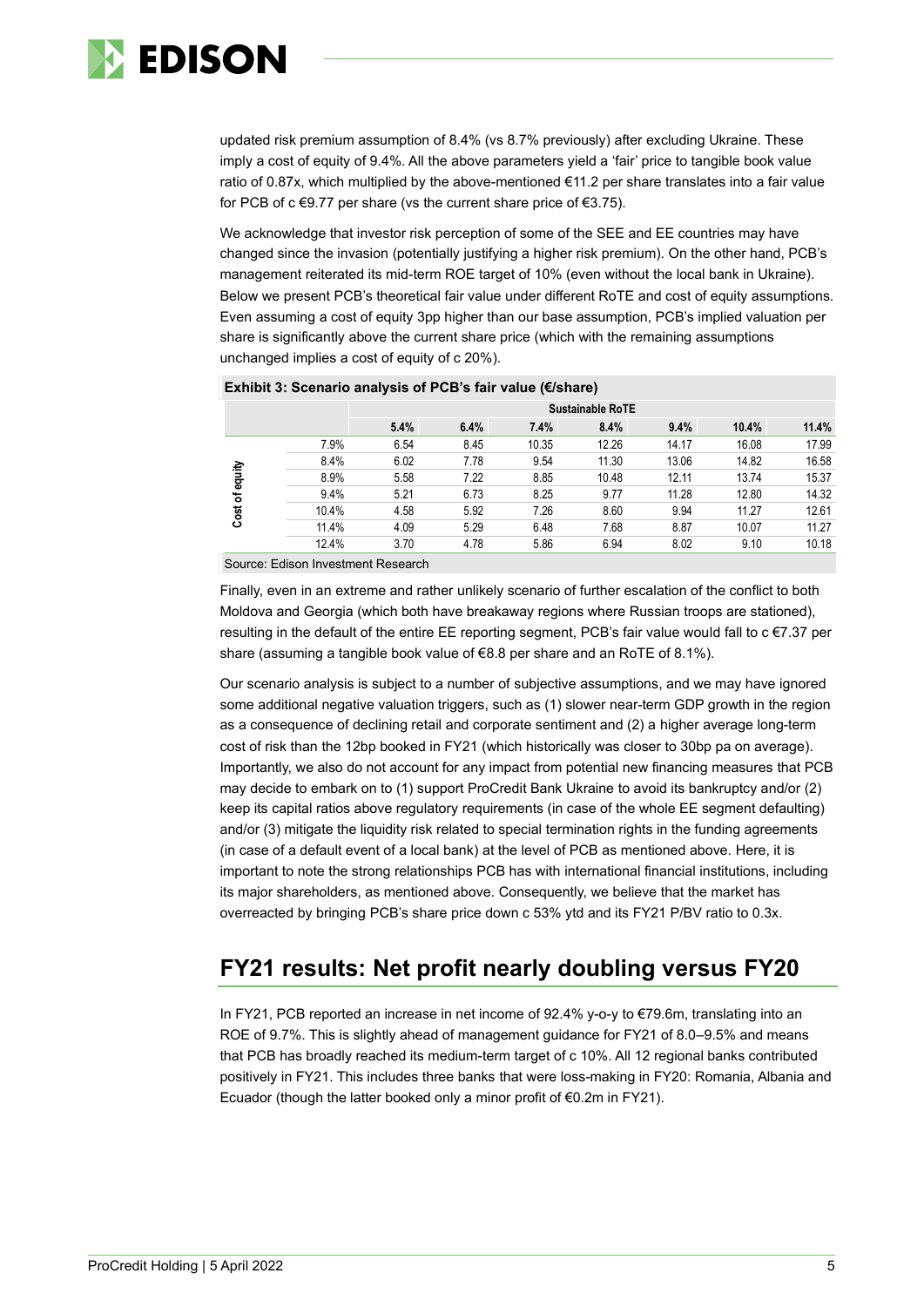updated risk premium assumption of 8.4% (vs 8.7% previously) after excluding Ukraine. These imply a cost of equity of 9.4%. All the above parameters yield a 'fair' price to tangible book value ratio of 0.87x, which multiplied by the above-mentioned €11.2 per share translates into a fair value for PCB of c €9.77 per share (vs the current share price of €3.75).

We acknowledge that investor risk perception of some of the SEE and EE countries may have changed since the invasion (potentially justifying a higher risk premium). On the other hand, PCB's management reiterated its mid-term ROE target of 10% (even without the local bank in Ukraine). Below we present PCB's theoretical fair value under different RoTE and cost of equity assumptions. Even assuming a cost of equity 3pp higher than our base assumption, PCB's implied valuation per share is significantly above the current share price (which with the remaining assumptions unchanged implies a cost of equity of c 20%).

**Exhibit 3: Scenario analysis of PCB's fair value (€/share)**

| | | Sustainable RoTE | | | | | | |
|---|---|---|---|---|---|---|---|---|
| | | 5.4% | 6.4% | 7.4% | 8.4% | 9.4% | 10.4% | 11.4% |
| Cost of equity | 7.9% | 6.54 | 8.45 | 10.35 | 12.26 | 14.17 | 16.08 | 17.99 |
| | 8.4% | 6.02 | 7.78 | 9.54 | 11.30 | 13.06 | 14.82 | 16.58 |
| | 8.9% | 5.58 | 7.22 | 8.85 | 10.48 | 12.11 | 13.74 | 15.37 |
| | 9.4% | 5.21 | 6.73 | 8.25 | 9.77 | 11.28 | 12.80 | 14.32 |
| | 10.4% | 4.58 | 5.92 | 7.26 | 8.60 | 9.94 | 11.27 | 12.61 |
| | 11.4% | 4.09 | 5.29 | 6.48 | 7.68 | 8.87 | 10.07 | 11.27 |
| | 12.4% | 3.70 | 4.78 | 5.86 | 6.94 | 8.02 | 9.10 | 10.18 |

Source: Edison Investment Research

Finally, even in an extreme and rather unlikely scenario of further escalation of the conflict to both Moldova and Georgia (which both have breakaway regions where Russian troops are stationed), resulting in the default of the entire EE reporting segment, PCB's fair value would fall to c €7.37 per share (assuming a tangible book value of €8.8 per share and an RoTE of 8.1%).

Our scenario analysis is subject to a number of subjective assumptions, and we may have ignored some additional negative valuation triggers, such as (1) slower near-term GDP growth in the region as a consequence of declining retail and corporate sentiment and (2) a higher average long-term cost of risk than the 12bp booked in FY21 (which historically was closer to 30bp pa on average). Importantly, we also do not account for any impact from potential new financing measures that PCB may decide to embark on to (1) support ProCredit Bank Ukraine to avoid its bankruptcy and/or (2) keep its capital ratios above regulatory requirements (in case of the whole EE segment defaulting) and/or (3) mitigate the liquidity risk related to special termination rights in the funding agreements (in case of a default event of a local bank) at the level of PCB as mentioned above. Here, it is important to note the strong relationships PCB has with international financial institutions, including its major shareholders, as mentioned above. Consequently, we believe that the market has overreacted by bringing PCB's share price down c 53% ytd and its FY21 P/BV ratio to 0.3x.

## FY21 results: Net profit nearly doubling versus FY20

In FY21, PCB reported an increase in net income of 92.4% y-o-y to €79.6m, translating into an ROE of 9.7%. This is slightly ahead of management guidance for FY21 of 8.0–9.5% and means that PCB has broadly reached its medium-term target of c 10%. All 12 regional banks contributed positively in FY21. This includes three banks that were loss-making in FY20: Romania, Albania and Ecuador (though the latter booked only a minor profit of €0.2m in FY21).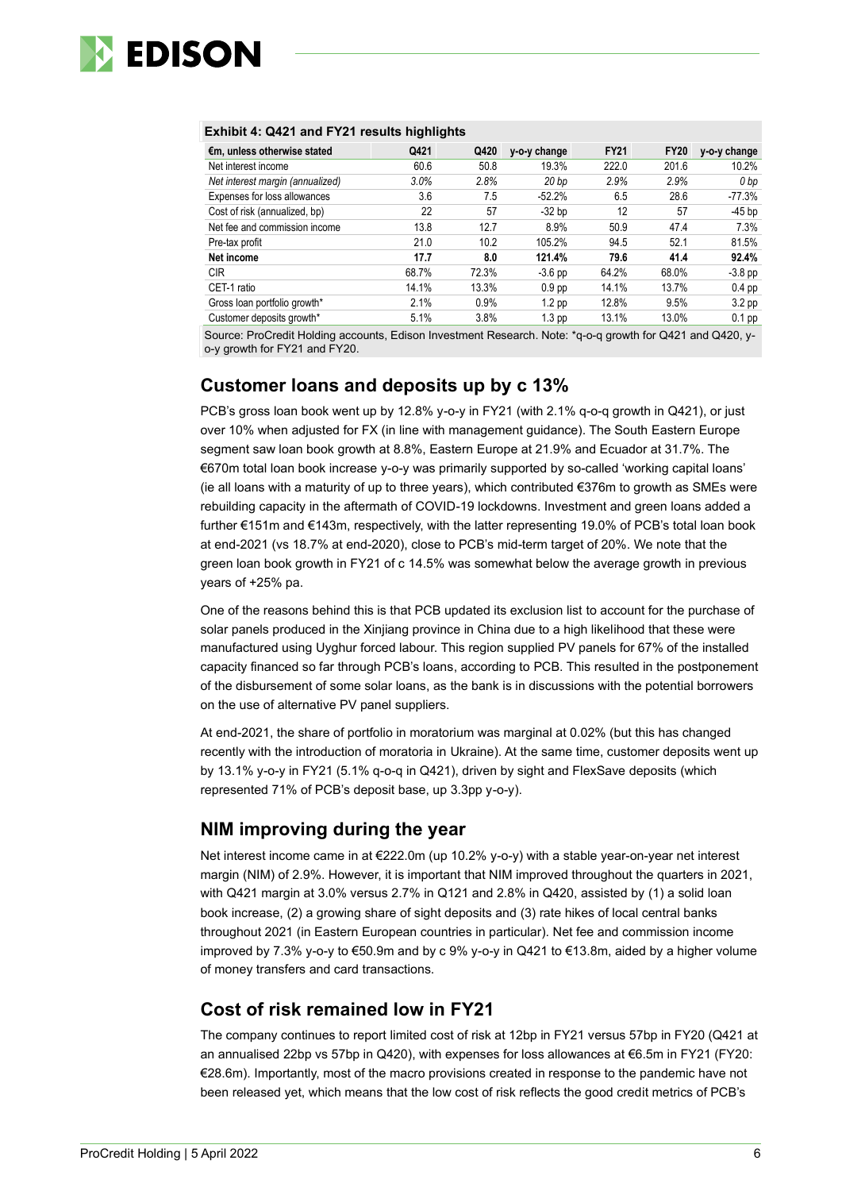**Exhibit 4: Q421 and FY21 results highlights**

| €m, unless otherwise stated | Q421 | Q420 | y-o-y change | FY21 | FY20 | y-o-y change |
|---|---|---|---|---|---|---|
| Net interest income | 60.6 | 50.8 | 19.3% | 222.0 | 201.6 | 10.2% |
| *Net interest margin (annualized)* | *3.0%* | *2.8%* | *20 bp* | *2.9%* | *2.9%* | *0 bp* |
| Expenses for loss allowances | 3.6 | 7.5 | -52.2% | 6.5 | 28.6 | -77.3% |
| Cost of risk (annualized, bp) | 22 | 57 | -32 bp | 12 | 57 | -45 bp |
| Net fee and commission income | 13.8 | 12.7 | 8.9% | 50.9 | 47.4 | 7.3% |
| Pre-tax profit | 21.0 | 10.2 | 105.2% | 94.5 | 52.1 | 81.5% |
| **Net income** | **17.7** | **8.0** | **121.4%** | **79.6** | **41.4** | **92.4%** |
| CIR | 68.7% | 72.3% | -3.6 pp | 64.2% | 68.0% | -3.8 pp |
| CET-1 ratio | 14.1% | 13.3% | 0.9 pp | 14.1% | 13.7% | 0.4 pp |
| Gross loan portfolio growth* | 2.1% | 0.9% | 1.2 pp | 12.8% | 9.5% | 3.2 pp |
| Customer deposits growth* | 5.1% | 3.8% | 1.3 pp | 13.1% | 13.0% | 0.1 pp |

Source: ProCredit Holding accounts, Edison Investment Research. Note: *q-o-q growth for Q421 and Q420, y-o-y growth for FY21 and FY20.

## Customer loans and deposits up by c 13%

PCB's gross loan book went up by 12.8% y-o-y in FY21 (with 2.1% q-o-q growth in Q421), or just over 10% when adjusted for FX (in line with management guidance). The South Eastern Europe segment saw loan book growth at 8.8%, Eastern Europe at 21.9% and Ecuador at 31.7%. The €670m total loan book increase y-o-y was primarily supported by so-called 'working capital loans' (ie all loans with a maturity of up to three years), which contributed €376m to growth as SMEs were rebuilding capacity in the aftermath of COVID-19 lockdowns. Investment and green loans added a further €151m and €143m, respectively, with the latter representing 19.0% of PCB's total loan book at end-2021 (vs 18.7% at end-2020), close to PCB's mid-term target of 20%. We note that the green loan book growth in FY21 of c 14.5% was somewhat below the average growth in previous years of +25% pa.

One of the reasons behind this is that PCB updated its exclusion list to account for the purchase of solar panels produced in the Xinjiang province in China due to a high likelihood that these were manufactured using Uyghur forced labour. This region supplied PV panels for 67% of the installed capacity financed so far through PCB's loans, according to PCB. This resulted in the postponement of the disbursement of some solar loans, as the bank is in discussions with the potential borrowers on the use of alternative PV panel suppliers.

At end-2021, the share of portfolio in moratorium was marginal at 0.02% (but this has changed recently with the introduction of moratoria in Ukraine). At the same time, customer deposits went up by 13.1% y-o-y in FY21 (5.1% q-o-q in Q421), driven by sight and FlexSave deposits (which represented 71% of PCB's deposit base, up 3.3pp y-o-y).

## NIM improving during the year

Net interest income came in at €222.0m (up 10.2% y-o-y) with a stable year-on-year net interest margin (NIM) of 2.9%. However, it is important that NIM improved throughout the quarters in 2021, with Q421 margin at 3.0% versus 2.7% in Q121 and 2.8% in Q420, assisted by (1) a solid loan book increase, (2) a growing share of sight deposits and (3) rate hikes of local central banks throughout 2021 (in Eastern European countries in particular). Net fee and commission income improved by 7.3% y-o-y to €50.9m and by c 9% y-o-y in Q421 to €13.8m, aided by a higher volume of money transfers and card transactions.

## Cost of risk remained low in FY21

The company continues to report limited cost of risk at 12bp in FY21 versus 57bp in FY20 (Q421 at an annualised 22bp vs 57bp in Q420), with expenses for loss allowances at €6.5m in FY21 (FY20: €28.6m). Importantly, most of the macro provisions created in response to the pandemic have not been released yet, which means that the low cost of risk reflects the good credit metrics of PCB's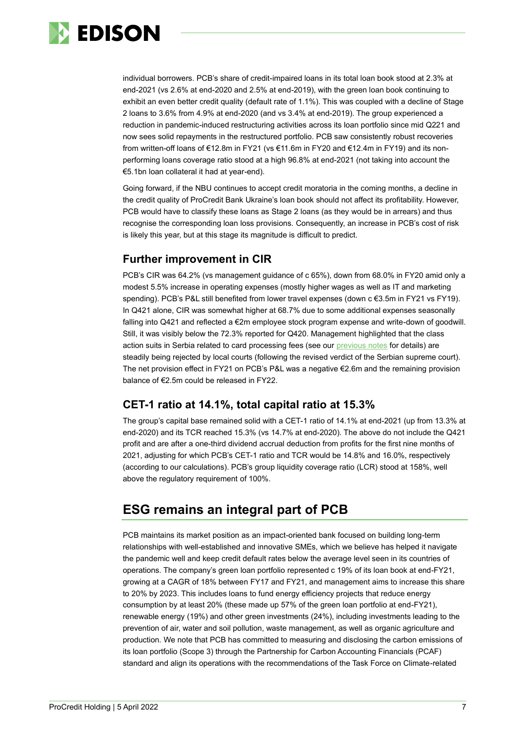individual borrowers. PCB's share of credit-impaired loans in its total loan book stood at 2.3% at end-2021 (vs 2.6% at end-2020 and 2.5% at end-2019), with the green loan book continuing to exhibit an even better credit quality (default rate of 1.1%). This was coupled with a decline of Stage 2 loans to 3.6% from 4.9% at end-2020 (and vs 3.4% at end-2019). The group experienced a reduction in pandemic-induced restructuring activities across its loan portfolio since mid Q221 and now sees solid repayments in the restructured portfolio. PCB saw consistently robust recoveries from written-off loans of €12.8m in FY21 (vs €11.6m in FY20 and €12.4m in FY19) and its non-performing loans coverage ratio stood at a high 96.8% at end-2021 (not taking into account the €5.1bn loan collateral it had at year-end).

Going forward, if the NBU continues to accept credit moratoria in the coming months, a decline in the credit quality of ProCredit Bank Ukraine's loan book should not affect its profitability. However, PCB would have to classify these loans as Stage 2 loans (as they would be in arrears) and thus recognise the corresponding loan loss provisions. Consequently, an increase in PCB's cost of risk is likely this year, but at this stage its magnitude is difficult to predict.

### Further improvement in CIR

PCB's CIR was 64.2% (vs management guidance of c 65%), down from 68.0% in FY20 amid only a modest 5.5% increase in operating expenses (mostly higher wages as well as IT and marketing spending). PCB's P&L still benefited from lower travel expenses (down c €3.5m in FY21 vs FY19). In Q421 alone, CIR was somewhat higher at 68.7% due to some additional expenses seasonally falling into Q421 and reflected a €2m employee stock program expense and write-down of goodwill. Still, it was visibly below the 72.3% reported for Q420. Management highlighted that the class action suits in Serbia related to card processing fees (see our previous notes for details) are steadily being rejected by local courts (following the revised verdict of the Serbian supreme court). The net provision effect in FY21 on PCB's P&L was a negative €2.6m and the remaining provision balance of €2.5m could be released in FY22.

### CET-1 ratio at 14.1%, total capital ratio at 15.3%

The group's capital base remained solid with a CET-1 ratio of 14.1% at end-2021 (up from 13.3% at end-2020) and its TCR reached 15.3% (vs 14.7% at end-2020). The above do not include the Q421 profit and are after a one-third dividend accrual deduction from profits for the first nine months of 2021, adjusting for which PCB's CET-1 ratio and TCR would be 14.8% and 16.0%, respectively (according to our calculations). PCB's group liquidity coverage ratio (LCR) stood at 158%, well above the regulatory requirement of 100%.

## ESG remains an integral part of PCB

PCB maintains its market position as an impact-oriented bank focused on building long-term relationships with well-established and innovative SMEs, which we believe has helped it navigate the pandemic well and keep credit default rates below the average level seen in its countries of operations. The company's green loan portfolio represented c 19% of its loan book at end-FY21, growing at a CAGR of 18% between FY17 and FY21, and management aims to increase this share to 20% by 2023. This includes loans to fund energy efficiency projects that reduce energy consumption by at least 20% (these made up 57% of the green loan portfolio at end-FY21), renewable energy (19%) and other green investments (24%), including investments leading to the prevention of air, water and soil pollution, waste management, as well as organic agriculture and production. We note that PCB has committed to measuring and disclosing the carbon emissions of its loan portfolio (Scope 3) through the Partnership for Carbon Accounting Financials (PCAF) standard and align its operations with the recommendations of the Task Force on Climate-related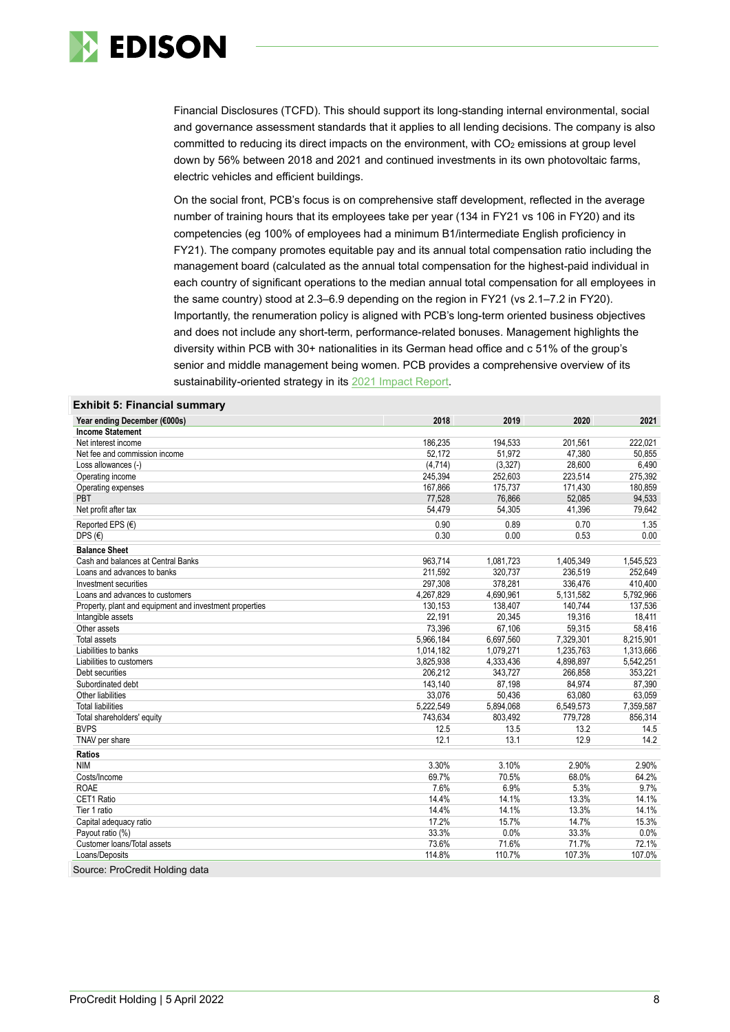Financial Disclosures (TCFD). This should support its long-standing internal environmental, social and governance assessment standards that it applies to all lending decisions. The company is also committed to reducing its direct impacts on the environment, with $CO_2$ emissions at group level down by 56% between 2018 and 2021 and continued investments in its own photovoltaic farms, electric vehicles and efficient buildings.

On the social front, PCB's focus is on comprehensive staff development, reflected in the average number of training hours that its employees take per year (134 in FY21 vs 106 in FY20) and its competencies (eg 100% of employees had a minimum B1/intermediate English proficiency in FY21). The company promotes equitable pay and its annual total compensation ratio including the management board (calculated as the annual total compensation for the highest-paid individual in each country of significant operations to the median annual total compensation for all employees in the same country) stood at 2.3–6.9 depending on the region in FY21 (vs 2.1–7.2 in FY20). Importantly, the renumeration policy is aligned with PCB's long-term oriented business objectives and does not include any short-term, performance-related bonuses. Management highlights the diversity within PCB with 30+ nationalities in its German head office and c 51% of the group's senior and middle management being women. PCB provides a comprehensive overview of its sustainability-oriented strategy in its 2021 Impact Report.

**Exhibit 5: Financial summary**

| Year ending December (€000s) | 2018 | 2019 | 2020 | 2021 |
|---|---|---|---|---|
| **Income Statement** | | | | |
| Net interest income | 186,235 | 194,533 | 201,561 | 222,021 |
| Net fee and commission income | 52,172 | 51,972 | 47,380 | 50,855 |
| Loss allowances (-) | (4,714) | (3,327) | 28,600 | 6,490 |
| Operating income | 245,394 | 252,603 | 223,514 | 275,392 |
| Operating expenses | 167,866 | 175,737 | 171,430 | 180,859 |
| PBT | 77,528 | 76,866 | 52,085 | 94,533 |
| Net profit after tax | 54,479 | 54,305 | 41,396 | 79,642 |
| Reported EPS (€) | 0.90 | 0.89 | 0.70 | 1.35 |
| DPS (€) | 0.30 | 0.00 | 0.53 | 0.00 |
| **Balance Sheet** | | | | |
| Cash and balances at Central Banks | 963,714 | 1,081,723 | 1,405,349 | 1,545,523 |
| Loans and advances to banks | 211,592 | 320,737 | 236,519 | 252,649 |
| Investment securities | 297,308 | 378,281 | 336,476 | 410,400 |
| Loans and advances to customers | 4,267,829 | 4,690,961 | 5,131,582 | 5,792,966 |
| Property, plant and equipment and investment properties | 130,153 | 138,407 | 140,744 | 137,536 |
| Intangible assets | 22,191 | 20,345 | 19,316 | 18,411 |
| Other assets | 73,396 | 67,106 | 59,315 | 58,416 |
| Total assets | 5,966,184 | 6,697,560 | 7,329,301 | 8,215,901 |
| Liabilities to banks | 1,014,182 | 1,079,271 | 1,235,763 | 1,313,666 |
| Liabilities to customers | 3,825,938 | 4,333,436 | 4,898,897 | 5,542,251 |
| Debt securities | 206,212 | 343,727 | 266,858 | 353,221 |
| Subordinated debt | 143,140 | 87,198 | 84,974 | 87,390 |
| Other liabilities | 33,076 | 50,436 | 63,080 | 63,059 |
| Total liabilities | 5,222,549 | 5,894,068 | 6,549,573 | 7,359,587 |
| Total shareholders' equity | 743,634 | 803,492 | 779,728 | 856,314 |
| BVPS | 12.5 | 13.5 | 13.2 | 14.5 |
| TNAV per share | 12.1 | 13.1 | 12.9 | 14.2 |
| **Ratios** | | | | |
| NIM | 3.30% | 3.10% | 2.90% | 2.90% |
| Costs/Income | 69.7% | 70.5% | 68.0% | 64.2% |
| ROAE | 7.6% | 6.9% | 5.3% | 9.7% |
| CET1 Ratio | 14.4% | 14.1% | 13.3% | 14.1% |
| Tier 1 ratio | 14.4% | 14.1% | 13.3% | 14.1% |
| Capital adequacy ratio | 17.2% | 15.7% | 14.7% | 15.3% |
| Payout ratio (%) | 33.3% | 0.0% | 33.3% | 0.0% |
| Customer loans/Total assets | 73.6% | 71.6% | 71.7% | 72.1% |
| Loans/Deposits | 114.8% | 110.7% | 107.3% | 107.0% |

Source: ProCredit Holding data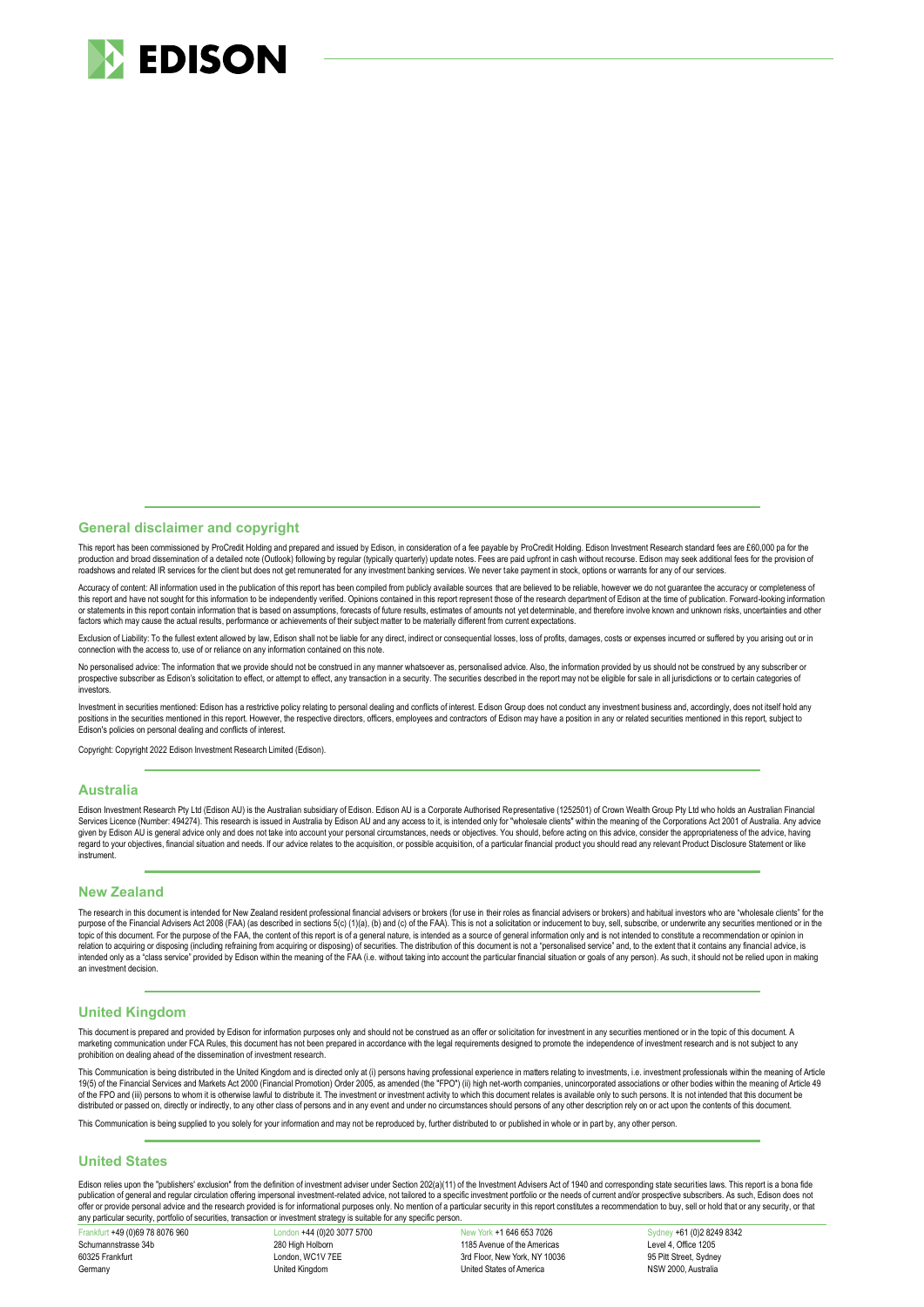## General disclaimer and copyright

This report has been commissioned by ProCredit Holding and prepared and issued by Edison, in consideration of a fee payable by ProCredit Holding. Edison Investment Research standard fees are £60,000 pa for the production and broad dissemination of a detailed note (Outlook) following by regular (typically quarterly) update notes. Fees are paid upfront in cash without recourse. Edison may seek additional fees for the provision of roadshows and related IR services for the client but does not get remunerated for any investment banking services. We never take payment in stock, options or warrants for any of our services.

Accuracy of content: All information used in the publication of this report has been compiled from publicly available sources that are believed to be reliable, however we do not guarantee the accuracy or completeness of this report and have not sought for this information to be independently verified. Opinions contained in this report represent those of the research department of Edison at the time of publication. Forward-looking information or statements in this report contain information that is based on assumptions, forecasts of future results, estimates of amounts not yet determinable, and therefore involve known and unknown risks, uncertainties and other factors which may cause the actual results, performance or achievements of their subject matter to be materially different from current expectations.

Exclusion of Liability: To the fullest extent allowed by law, Edison shall not be liable for any direct, indirect or consequential losses, loss of profits, damages, costs or expenses incurred or suffered by you arising out or in connection with the access to, use of or reliance on any information contained on this note.

No personalised advice: The information that we provide should not be construed in any manner whatsoever as, personalised advice. Also, the information provided by us should not be construed by any subscriber or prospective subscriber as Edison's solicitation to effect, or attempt to effect, any transaction in a security. The securities described in the report may not be eligible for sale in all jurisdictions or to certain categories of investors.

Investment in securities mentioned: Edison has a restrictive policy relating to personal dealing and conflicts of interest. Edison Group does not conduct any investment business and, accordingly, does not itself hold any positions in the securities mentioned in this report. However, the respective directors, officers, employees and contractors of Edison may have a position in any or related securities mentioned in this report, subject to Edison's policies on personal dealing and conflicts of interest.

Copyright: Copyright 2022 Edison Investment Research Limited (Edison).

## Australia

Edison Investment Research Pty Ltd (Edison AU) is the Australian subsidiary of Edison. Edison AU is a Corporate Authorised Representative (1252501) of Crown Wealth Group Pty Ltd who holds an Australian Financial Services Licence (Number: 494274). This research is issued in Australia by Edison AU and any access to it, is intended only for "wholesale clients" within the meaning of the Corporations Act 2001 of Australia. Any advice given by Edison AU is general advice only and does not take into account your personal circumstances, needs or objectives. You should, before acting on this advice, consider the appropriateness of the advice, having regard to your objectives, financial situation and needs. If our advice relates to the acquisition, or possible acquisition, of a particular financial product you should read any relevant Product Disclosure Statement or like instrument.

## New Zealand

The research in this document is intended for New Zealand resident professional financial advisers or brokers (for use in their roles as financial advisers or brokers) and habitual investors who are "wholesale clients" for the purpose of the Financial Advisers Act 2008 (FAA) (as described in sections 5(c) (1)(a), (b) and (c) of the FAA). This is not a solicitation or inducement to buy, sell, subscribe, or underwrite any securities mentioned or in the topic of this document. For the purpose of the FAA, the content of this report is of a general nature, is intended as a source of general information only and is not intended to constitute a recommendation or opinion in relation to acquiring or disposing (including refraining from acquiring or disposing) of securities. The distribution of this document is not a "personalised service" and, to the extent that it contains any financial advice, is intended only as a "class service" provided by Edison within the meaning of the FAA (i.e. without taking into account the particular financial situation or goals of any person). As such, it should not be relied upon in making an investment decision.

## United Kingdom

This document is prepared and provided by Edison for information purposes only and should not be construed as an offer or solicitation for investment in any securities mentioned or in the topic of this document. A marketing communication under FCA Rules, this document has not been prepared in accordance with the legal requirements designed to promote the independence of investment research and is not subject to any prohibition on dealing ahead of the dissemination of investment research.

This Communication is being distributed in the United Kingdom and is directed only at (i) persons having professional experience in matters relating to investments, i.e. investment professionals within the meaning of Article 19(5) of the Financial Services and Markets Act 2000 (Financial Promotion) Order 2005, as amended (the "FPO") (ii) high net-worth companies, unincorporated associations or other bodies within the meaning of Article 49 of the FPO and (iii) persons to whom it is otherwise lawful to distribute it. The investment or investment activity to which this document relates is available only to such persons. It is not intended that this document be distributed or passed on, directly or indirectly, to any other class of persons and in any event and under no circumstances should persons of any other description rely on or act upon the contents of this document.

This Communication is being supplied to you solely for your information and may not be reproduced by, further distributed to or published in whole or in part by, any other person.

## United States

Edison relies upon the "publishers' exclusion" from the definition of investment adviser under Section 202(a)(11) of the Investment Advisers Act of 1940 and corresponding state securities laws. This report is a bona fide publication of general and regular circulation offering impersonal investment-related advice, not tailored to a specific investment portfolio or the needs of current and/or prospective subscribers. As such, Edison does not offer or provide personal advice and the research provided is for informational purposes only. No mention of a particular security in this report constitutes a recommendation to buy, sell or hold that or any security, or that any particular security, portfolio of securities, transaction or investment strategy is suitable for any specific person.

Frankfurt +49 (0)69 78 8076 960
Schumannstrasse 34b
60325 Frankfurt
Germany

London +44 (0)20 3077 5700
280 High Holborn
London, WC1V 7EE
United Kingdom

New York +1 646 653 7026
1185 Avenue of the Americas
3rd Floor, New York, NY 10036
United States of America

Sydney +61 (0)2 8249 8342
Level 4, Office 1205
95 Pitt Street, Sydney
NSW 2000, Australia